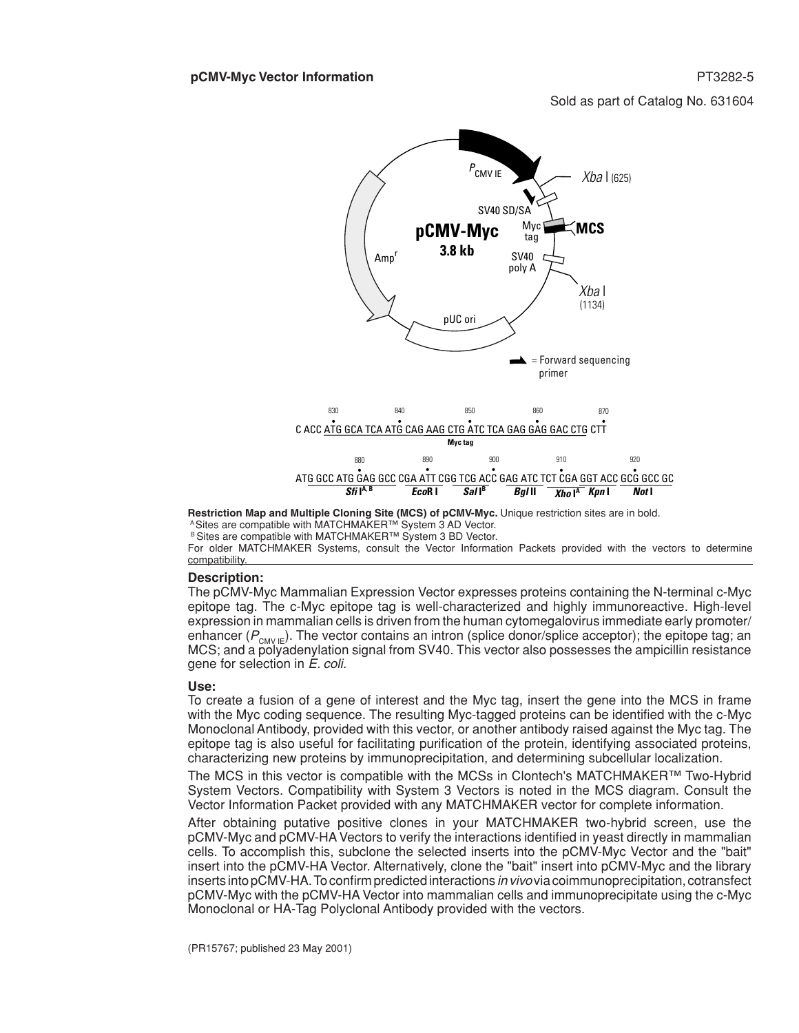**pCMV-Myc Vector Information**

PT3282-5

Sold as part of Catalog No. 631604

```
                830         840         850         860         870
C ACC ATG GCA TCA ATG CAG AAG CTG ATC TCA GAG GAG GAC CTG CTT
                              Myc tag

            880         890         900         910         920
ATG GCC ATG GAG GCC CGA ATT CGG TCG ACC GAG ATC TCT CGA GGT ACC GCG GCC GC
        Sfi I(A, B)    EcoR I    Sal I(B)    Bgl II   Xho I(A)  Kpn I   Not I
```

**Restriction Map and Multiple Cloning Site (MCS) of pCMV-Myc.** Unique restriction sites are in bold.

[A] Sites are compatible with MATCHMAKER™ System 3 AD Vector.

[B] Sites are compatible with MATCHMAKER™ System 3 BD Vector.

For older MATCHMAKER Systems, consult the Vector Information Packets provided with the vectors to determine compatibility.

### Description:

The pCMV-Myc Mammalian Expression Vector expresses proteins containing the N-terminal c-Myc epitope tag. The c-Myc epitope tag is well-characterized and highly immunoreactive. High-level expression in mammalian cells is driven from the human cytomegalovirus immediate early promoter/ enhancer ($P_{CMV\ IE}$). The vector contains an intron (splice donor/splice acceptor); the epitope tag; an MCS; and a polyadenylation signal from SV40. This vector also possesses the ampicillin resistance gene for selection in *E. coli.*

### Use:

To create a fusion of a gene of interest and the Myc tag, insert the gene into the MCS in frame with the Myc coding sequence. The resulting Myc-tagged proteins can be identified with the c-Myc Monoclonal Antibody, provided with this vector, or another antibody raised against the Myc tag. The epitope tag is also useful for facilitating purification of the protein, identifying associated proteins, characterizing new proteins by immunoprecipitation, and determining subcellular localization.

The MCS in this vector is compatible with the MCSs in Clontech's MATCHMAKER™ Two-Hybrid System Vectors. Compatibility with System 3 Vectors is noted in the MCS diagram. Consult the Vector Information Packet provided with any MATCHMAKER vector for complete information.

After obtaining putative positive clones in your MATCHMAKER two-hybrid screen, use the pCMV-Myc and pCMV-HA Vectors to verify the interactions identified in yeast directly in mammalian cells. To accomplish this, subclone the selected inserts into the pCMV-Myc Vector and the "bait" insert into the pCMV-HA Vector. Alternatively, clone the "bait" insert into pCMV-Myc and the library inserts into pCMV-HA. To confirm predicted interactions *in vivo* via coimmunoprecipitation, cotransfect pCMV-Myc with the pCMV-HA Vector into mammalian cells and immunoprecipitate using the c-Myc Monoclonal or HA-Tag Polyclonal Antibody provided with the vectors.

(PR15767; published 23 May 2001)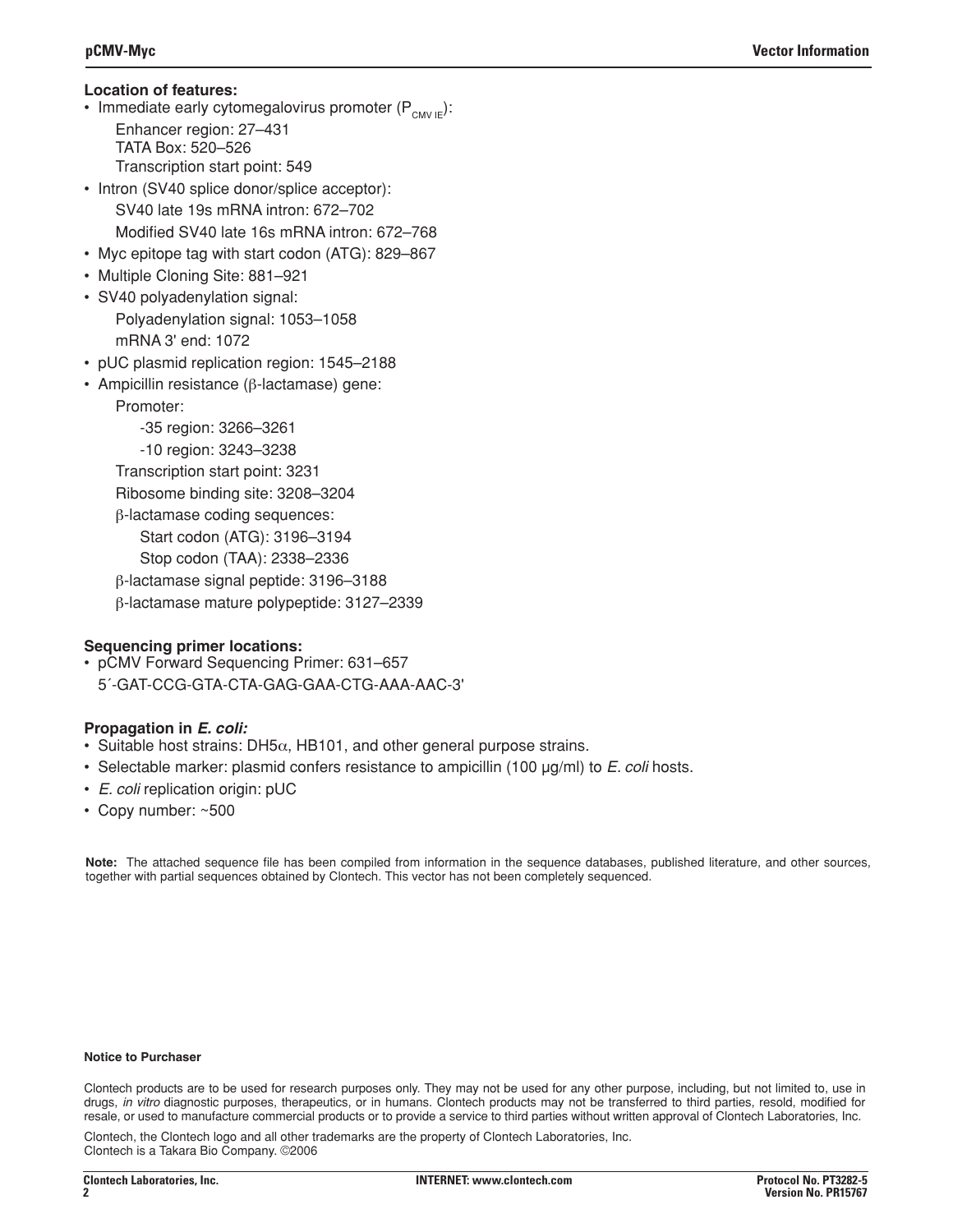### Location of features:

- Immediate early cytomegalovirus promoter ($P_{CMV\ IE}$):
  - Enhancer region: 27–431
  - TATA Box: 520–526
  - Transcription start point: 549
- Intron (SV40 splice donor/splice acceptor):
  - SV40 late 19s mRNA intron: 672–702
  - Modified SV40 late 16s mRNA intron: 672–768
- Myc epitope tag with start codon (ATG): 829–867
- Multiple Cloning Site: 881–921
- SV40 polyadenylation signal:
  - Polyadenylation signal: 1053–1058
  - mRNA 3' end: 1072
- pUC plasmid replication region: 1545–2188
- Ampicillin resistance (β-lactamase) gene:
  - Promoter:
    - -35 region: 3266–3261
    - -10 region: 3243–3238
  - Transcription start point: 3231
  - Ribosome binding site: 3208–3204
  - β-lactamase coding sequences:
    - Start codon (ATG): 3196–3194
    - Stop codon (TAA): 2338–2336
  - β-lactamase signal peptide: 3196–3188
  - β-lactamase mature polypeptide: 3127–2339

### Sequencing primer locations:

- pCMV Forward Sequencing Primer: 631–657
  5´-GAT-CCG-GTA-CTA-GAG-GAA-CTG-AAA-AAC-3'

### Propagation in *E. coli:*

- Suitable host strains: DH5α, HB101, and other general purpose strains.
- Selectable marker: plasmid confers resistance to ampicillin (100 µg/ml) to *E. coli* hosts.
- *E. coli* replication origin: pUC
- Copy number: ~500

**Note:** The attached sequence file has been compiled from information in the sequence databases, published literature, and other sources, together with partial sequences obtained by Clontech. This vector has not been completely sequenced.

**Notice to Purchaser**

Clontech products are to be used for research purposes only. They may not be used for any other purpose, including, but not limited to, use in drugs, *in vitro* diagnostic purposes, therapeutics, or in humans. Clontech products may not be transferred to third parties, resold, modified for resale, or used to manufacture commercial products or to provide a service to third parties without written approval of Clontech Laboratories, Inc.

Clontech, the Clontech logo and all other trademarks are the property of Clontech Laboratories, Inc.
Clontech is a Takara Bio Company. ©2006